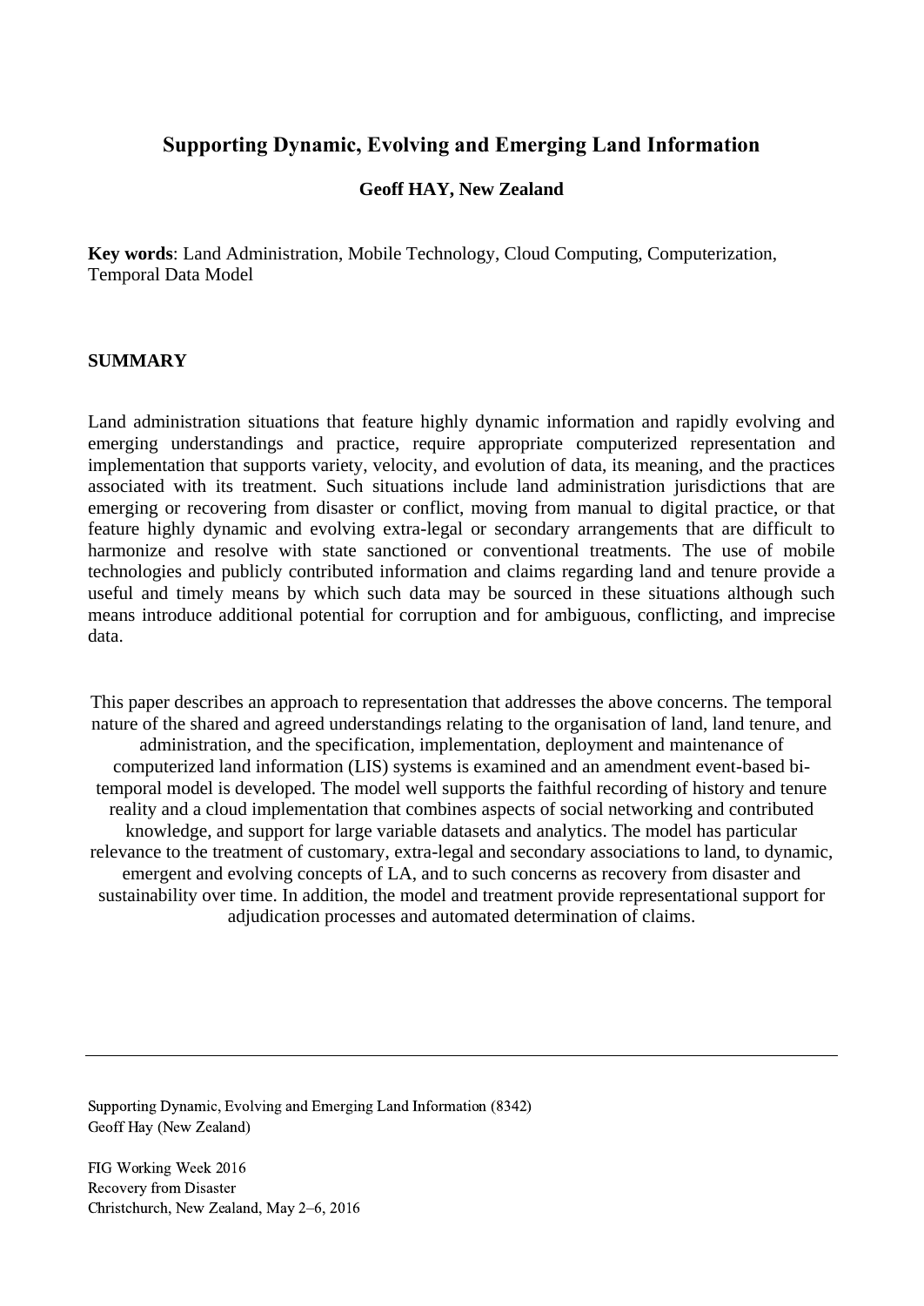# Supporting Dynamic, Evolving and Emerging Land Information

**Geoff HAY, New Zealand**

**Key words**: Land Administration, Mobile Technology, Cloud Computing, Computerization, Temporal Data Model

## SUMMARY

Land administration situations that feature highly dynamic information and rapidly evolving and emerging understandings and practice, require appropriate computerized representation and implementation that supports variety, velocity, and evolution of data, its meaning, and the practices associated with its treatment. Such situations include land administration jurisdictions that are emerging or recovering from disaster or conflict, moving from manual to digital practice, or that feature highly dynamic and evolving extra-legal or secondary arrangements that are difficult to harmonize and resolve with state sanctioned or conventional treatments. The use of mobile technologies and publicly contributed information and claims regarding land and tenure provide a useful and timely means by which such data may be sourced in these situations although such means introduce additional potential for corruption and for ambiguous, conflicting, and imprecise data.

This paper describes an approach to representation that addresses the above concerns. The temporal nature of the shared and agreed understandings relating to the organisation of land, land tenure, and administration, and the specification, implementation, deployment and maintenance of computerized land information (LIS) systems is examined and an amendment event-based bi-temporal model is developed. The model well supports the faithful recording of history and tenure reality and a cloud implementation that combines aspects of social networking and contributed knowledge, and support for large variable datasets and analytics. The model has particular relevance to the treatment of customary, extra-legal and secondary associations to land, to dynamic, emergent and evolving concepts of LA, and to such concerns as recovery from disaster and sustainability over time. In addition, the model and treatment provide representational support for adjudication processes and automated determination of claims.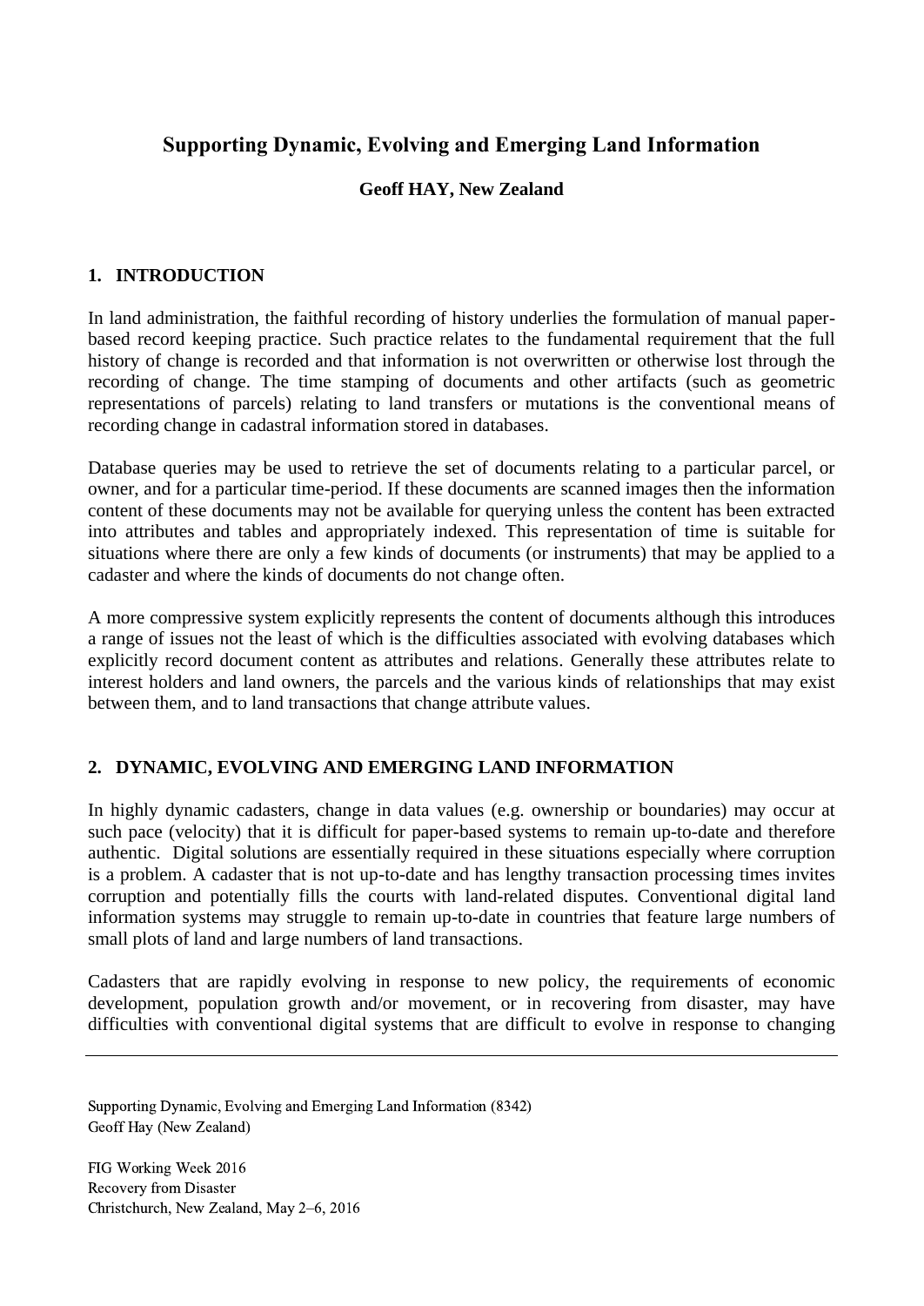# Supporting Dynamic, Evolving and Emerging Land Information

**Geoff HAY, New Zealand**

## 1. INTRODUCTION

In land administration, the faithful recording of history underlies the formulation of manual paper-based record keeping practice. Such practice relates to the fundamental requirement that the full history of change is recorded and that information is not overwritten or otherwise lost through the recording of change. The time stamping of documents and other artifacts (such as geometric representations of parcels) relating to land transfers or mutations is the conventional means of recording change in cadastral information stored in databases.

Database queries may be used to retrieve the set of documents relating to a particular parcel, or owner, and for a particular time-period. If these documents are scanned images then the information content of these documents may not be available for querying unless the content has been extracted into attributes and tables and appropriately indexed. This representation of time is suitable for situations where there are only a few kinds of documents (or instruments) that may be applied to a cadaster and where the kinds of documents do not change often.

A more compressive system explicitly represents the content of documents although this introduces a range of issues not the least of which is the difficulties associated with evolving databases which explicitly record document content as attributes and relations. Generally these attributes relate to interest holders and land owners, the parcels and the various kinds of relationships that may exist between them, and to land transactions that change attribute values.

## 2. DYNAMIC, EVOLVING AND EMERGING LAND INFORMATION

In highly dynamic cadasters, change in data values (e.g. ownership or boundaries) may occur at such pace (velocity) that it is difficult for paper-based systems to remain up-to-date and therefore authentic. Digital solutions are essentially required in these situations especially where corruption is a problem. A cadaster that is not up-to-date and has lengthy transaction processing times invites corruption and potentially fills the courts with land-related disputes. Conventional digital land information systems may struggle to remain up-to-date in countries that feature large numbers of small plots of land and large numbers of land transactions.

Cadasters that are rapidly evolving in response to new policy, the requirements of economic development, population growth and/or movement, or in recovering from disaster, may have difficulties with conventional digital systems that are difficult to evolve in response to changing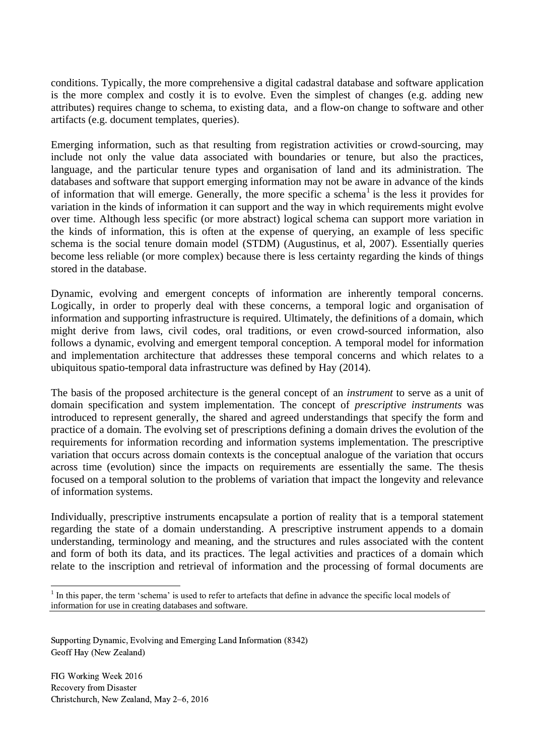conditions. Typically, the more comprehensive a digital cadastral database and software application is the more complex and costly it is to evolve. Even the simplest of changes (e.g. adding new attributes) requires change to schema, to existing data, and a flow-on change to software and other artifacts (e.g. document templates, queries).

Emerging information, such as that resulting from registration activities or crowd-sourcing, may include not only the value data associated with boundaries or tenure, but also the practices, language, and the particular tenure types and organisation of land and its administration. The databases and software that support emerging information may not be aware in advance of the kinds of information that will emerge. Generally, the more specific a schema[1] is the less it provides for variation in the kinds of information it can support and the way in which requirements might evolve over time. Although less specific (or more abstract) logical schema can support more variation in the kinds of information, this is often at the expense of querying, an example of less specific schema is the social tenure domain model (STDM) (Augustinus, et al, 2007). Essentially queries become less reliable (or more complex) because there is less certainty regarding the kinds of things stored in the database.

Dynamic, evolving and emergent concepts of information are inherently temporal concerns. Logically, in order to properly deal with these concerns, a temporal logic and organisation of information and supporting infrastructure is required. Ultimately, the definitions of a domain, which might derive from laws, civil codes, oral traditions, or even crowd-sourced information, also follows a dynamic, evolving and emergent temporal conception. A temporal model for information and implementation architecture that addresses these temporal concerns and which relates to a ubiquitous spatio-temporal data infrastructure was defined by Hay (2014).

The basis of the proposed architecture is the general concept of an *instrument* to serve as a unit of domain specification and system implementation. The concept of *prescriptive instruments* was introduced to represent generally, the shared and agreed understandings that specify the form and practice of a domain. The evolving set of prescriptions defining a domain drives the evolution of the requirements for information recording and information systems implementation. The prescriptive variation that occurs across domain contexts is the conceptual analogue of the variation that occurs across time (evolution) since the impacts on requirements are essentially the same. The thesis focused on a temporal solution to the problems of variation that impact the longevity and relevance of information systems.

Individually, prescriptive instruments encapsulate a portion of reality that is a temporal statement regarding the state of a domain understanding. A prescriptive instrument appends to a domain understanding, terminology and meaning, and the structures and rules associated with the content and form of both its data, and its practices. The legal activities and practices of a domain which relate to the inscription and retrieval of information and the processing of formal documents are

[1] In this paper, the term 'schema' is used to refer to artefacts that define in advance the specific local models of information for use in creating databases and software.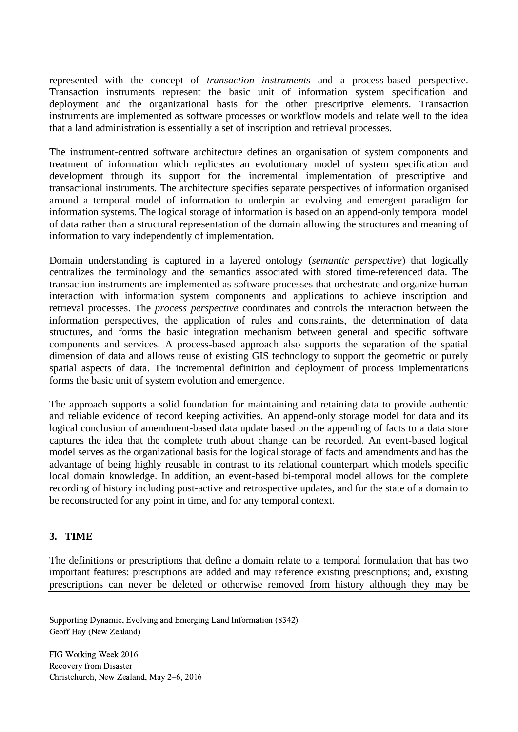represented with the concept of *transaction instruments* and a process-based perspective. Transaction instruments represent the basic unit of information system specification and deployment and the organizational basis for the other prescriptive elements. Transaction instruments are implemented as software processes or workflow models and relate well to the idea that a land administration is essentially a set of inscription and retrieval processes.

The instrument-centred software architecture defines an organisation of system components and treatment of information which replicates an evolutionary model of system specification and development through its support for the incremental implementation of prescriptive and transactional instruments. The architecture specifies separate perspectives of information organised around a temporal model of information to underpin an evolving and emergent paradigm for information systems. The logical storage of information is based on an append-only temporal model of data rather than a structural representation of the domain allowing the structures and meaning of information to vary independently of implementation.

Domain understanding is captured in a layered ontology (*semantic perspective*) that logically centralizes the terminology and the semantics associated with stored time-referenced data. The transaction instruments are implemented as software processes that orchestrate and organize human interaction with information system components and applications to achieve inscription and retrieval processes. The *process perspective* coordinates and controls the interaction between the information perspectives, the application of rules and constraints, the determination of data structures, and forms the basic integration mechanism between general and specific software components and services. A process-based approach also supports the separation of the spatial dimension of data and allows reuse of existing GIS technology to support the geometric or purely spatial aspects of data. The incremental definition and deployment of process implementations forms the basic unit of system evolution and emergence.

The approach supports a solid foundation for maintaining and retaining data to provide authentic and reliable evidence of record keeping activities. An append-only storage model for data and its logical conclusion of amendment-based data update based on the appending of facts to a data store captures the idea that the complete truth about change can be recorded. An event-based logical model serves as the organizational basis for the logical storage of facts and amendments and has the advantage of being highly reusable in contrast to its relational counterpart which models specific local domain knowledge. In addition, an event-based bi-temporal model allows for the complete recording of history including post-active and retrospective updates, and for the state of a domain to be reconstructed for any point in time, and for any temporal context.

## 3. TIME

The definitions or prescriptions that define a domain relate to a temporal formulation that has two important features: prescriptions are added and may reference existing prescriptions; and, existing prescriptions can never be deleted or otherwise removed from history although they may be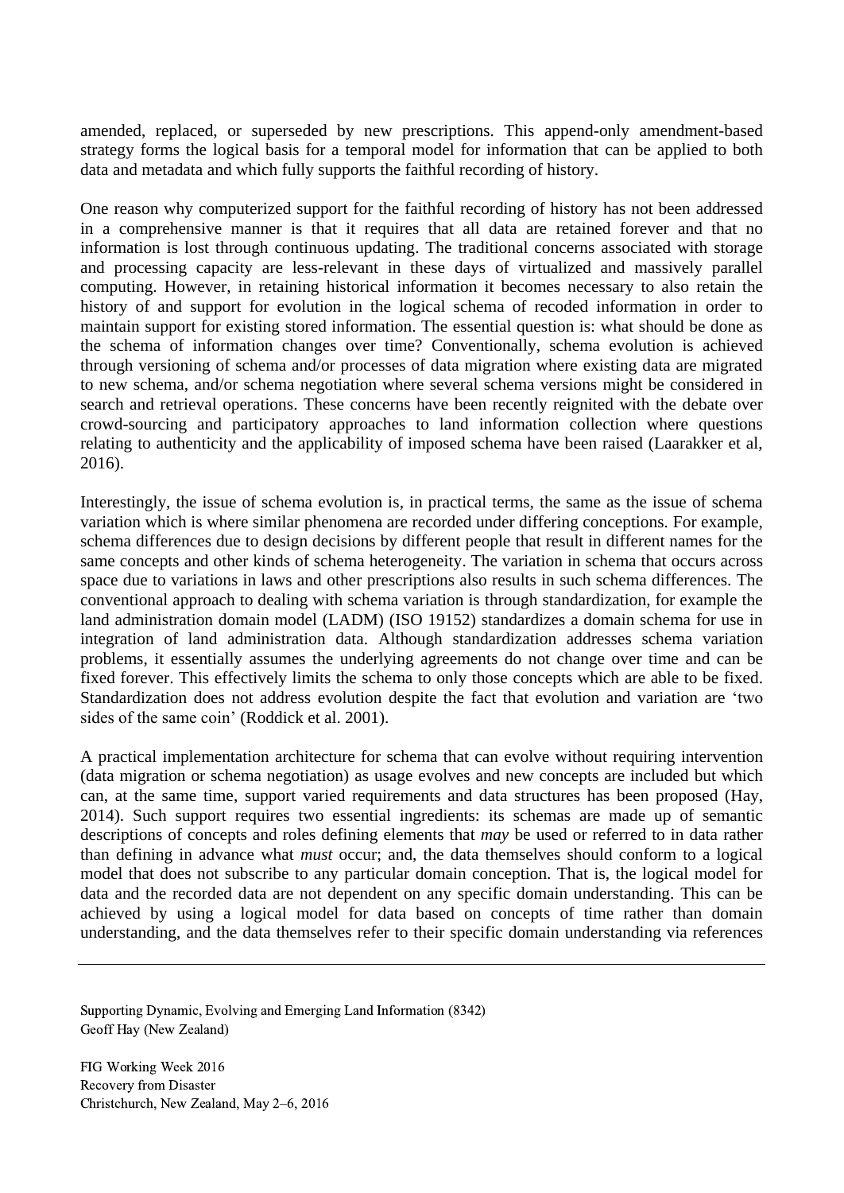amended, replaced, or superseded by new prescriptions. This append-only amendment-based strategy forms the logical basis for a temporal model for information that can be applied to both data and metadata and which fully supports the faithful recording of history.

One reason why computerized support for the faithful recording of history has not been addressed in a comprehensive manner is that it requires that all data are retained forever and that no information is lost through continuous updating. The traditional concerns associated with storage and processing capacity are less-relevant in these days of virtualized and massively parallel computing. However, in retaining historical information it becomes necessary to also retain the history of and support for evolution in the logical schema of recoded information in order to maintain support for existing stored information. The essential question is: what should be done as the schema of information changes over time? Conventionally, schema evolution is achieved through versioning of schema and/or processes of data migration where existing data are migrated to new schema, and/or schema negotiation where several schema versions might be considered in search and retrieval operations. These concerns have been recently reignited with the debate over crowd-sourcing and participatory approaches to land information collection where questions relating to authenticity and the applicability of imposed schema have been raised (Laarakker et al, 2016).

Interestingly, the issue of schema evolution is, in practical terms, the same as the issue of schema variation which is where similar phenomena are recorded under differing conceptions. For example, schema differences due to design decisions by different people that result in different names for the same concepts and other kinds of schema heterogeneity. The variation in schema that occurs across space due to variations in laws and other prescriptions also results in such schema differences. The conventional approach to dealing with schema variation is through standardization, for example the land administration domain model (LADM) (ISO 19152) standardizes a domain schema for use in integration of land administration data. Although standardization addresses schema variation problems, it essentially assumes the underlying agreements do not change over time and can be fixed forever. This effectively limits the schema to only those concepts which are able to be fixed. Standardization does not address evolution despite the fact that evolution and variation are 'two sides of the same coin' (Roddick et al. 2001).

A practical implementation architecture for schema that can evolve without requiring intervention (data migration or schema negotiation) as usage evolves and new concepts are included but which can, at the same time, support varied requirements and data structures has been proposed (Hay, 2014). Such support requires two essential ingredients: its schemas are made up of semantic descriptions of concepts and roles defining elements that *may* be used or referred to in data rather than defining in advance what *must* occur; and, the data themselves should conform to a logical model that does not subscribe to any particular domain conception. That is, the logical model for data and the recorded data are not dependent on any specific domain understanding. This can be achieved by using a logical model for data based on concepts of time rather than domain understanding, and the data themselves refer to their specific domain understanding via references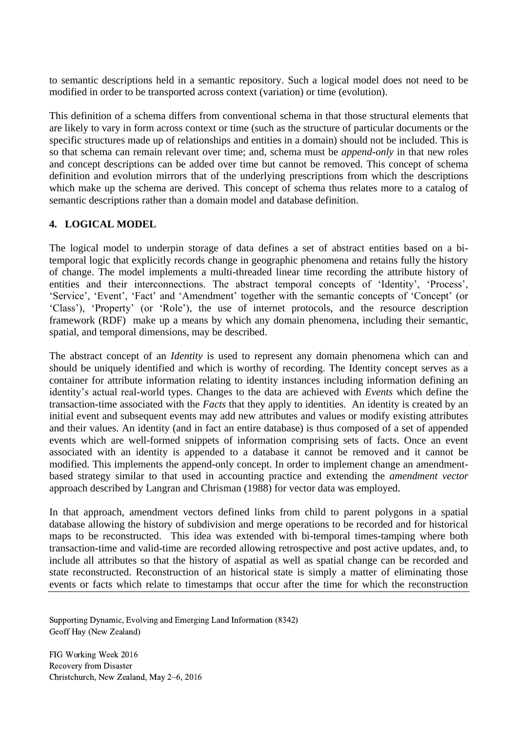to semantic descriptions held in a semantic repository. Such a logical model does not need to be modified in order to be transported across context (variation) or time (evolution).

This definition of a schema differs from conventional schema in that those structural elements that are likely to vary in form across context or time (such as the structure of particular documents or the specific structures made up of relationships and entities in a domain) should not be included. This is so that schema can remain relevant over time; and, schema must be *append-only* in that new roles and concept descriptions can be added over time but cannot be removed. This concept of schema definition and evolution mirrors that of the underlying prescriptions from which the descriptions which make up the schema are derived. This concept of schema thus relates more to a catalog of semantic descriptions rather than a domain model and database definition.

## 4. LOGICAL MODEL

The logical model to underpin storage of data defines a set of abstract entities based on a bi-temporal logic that explicitly records change in geographic phenomena and retains fully the history of change. The model implements a multi-threaded linear time recording the attribute history of entities and their interconnections. The abstract temporal concepts of 'Identity', 'Process', 'Service', 'Event', 'Fact' and 'Amendment' together with the semantic concepts of 'Concept' (or 'Class'), 'Property' (or 'Role'), the use of internet protocols, and the resource description framework (RDF) make up a means by which any domain phenomena, including their semantic, spatial, and temporal dimensions, may be described.

The abstract concept of an *Identity* is used to represent any domain phenomena which can and should be uniquely identified and which is worthy of recording. The Identity concept serves as a container for attribute information relating to identity instances including information defining an identity's actual real-world types. Changes to the data are achieved with *Events* which define the transaction-time associated with the *Facts* that they apply to identities. An identity is created by an initial event and subsequent events may add new attributes and values or modify existing attributes and their values. An identity (and in fact an entire database) is thus composed of a set of appended events which are well-formed snippets of information comprising sets of facts. Once an event associated with an identity is appended to a database it cannot be removed and it cannot be modified. This implements the append-only concept. In order to implement change an amendment-based strategy similar to that used in accounting practice and extending the *amendment vector* approach described by Langran and Chrisman (1988) for vector data was employed.

In that approach, amendment vectors defined links from child to parent polygons in a spatial database allowing the history of subdivision and merge operations to be recorded and for historical maps to be reconstructed. This idea was extended with bi-temporal times-tamping where both transaction-time and valid-time are recorded allowing retrospective and post active updates, and, to include all attributes so that the history of aspatial as well as spatial change can be recorded and state reconstructed. Reconstruction of an historical state is simply a matter of eliminating those events or facts which relate to timestamps that occur after the time for which the reconstruction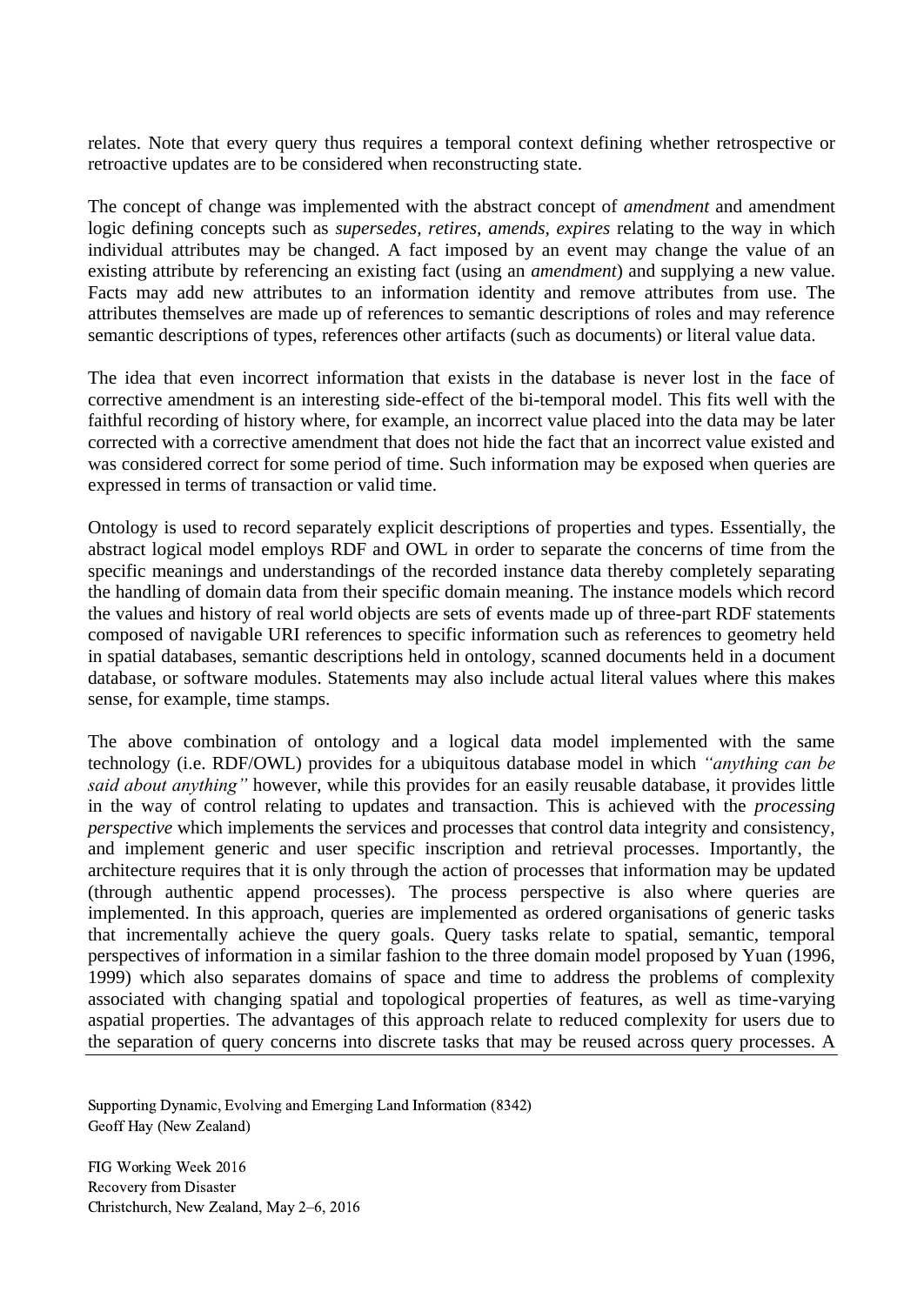relates. Note that every query thus requires a temporal context defining whether retrospective or retroactive updates are to be considered when reconstructing state.

The concept of change was implemented with the abstract concept of *amendment* and amendment logic defining concepts such as *supersedes, retires, amends, expires* relating to the way in which individual attributes may be changed. A fact imposed by an event may change the value of an existing attribute by referencing an existing fact (using an *amendment*) and supplying a new value. Facts may add new attributes to an information identity and remove attributes from use. The attributes themselves are made up of references to semantic descriptions of roles and may reference semantic descriptions of types, references other artifacts (such as documents) or literal value data.

The idea that even incorrect information that exists in the database is never lost in the face of corrective amendment is an interesting side-effect of the bi-temporal model. This fits well with the faithful recording of history where, for example, an incorrect value placed into the data may be later corrected with a corrective amendment that does not hide the fact that an incorrect value existed and was considered correct for some period of time. Such information may be exposed when queries are expressed in terms of transaction or valid time.

Ontology is used to record separately explicit descriptions of properties and types. Essentially, the abstract logical model employs RDF and OWL in order to separate the concerns of time from the specific meanings and understandings of the recorded instance data thereby completely separating the handling of domain data from their specific domain meaning. The instance models which record the values and history of real world objects are sets of events made up of three-part RDF statements composed of navigable URI references to specific information such as references to geometry held in spatial databases, semantic descriptions held in ontology, scanned documents held in a document database, or software modules. Statements may also include actual literal values where this makes sense, for example, time stamps.

The above combination of ontology and a logical data model implemented with the same technology (i.e. RDF/OWL) provides for a ubiquitous database model in which *"anything can be said about anything"* however, while this provides for an easily reusable database, it provides little in the way of control relating to updates and transaction. This is achieved with the *processing perspective* which implements the services and processes that control data integrity and consistency, and implement generic and user specific inscription and retrieval processes. Importantly, the architecture requires that it is only through the action of processes that information may be updated (through authentic append processes). The process perspective is also where queries are implemented. In this approach, queries are implemented as ordered organisations of generic tasks that incrementally achieve the query goals. Query tasks relate to spatial, semantic, temporal perspectives of information in a similar fashion to the three domain model proposed by Yuan (1996, 1999) which also separates domains of space and time to address the problems of complexity associated with changing spatial and topological properties of features, as well as time-varying aspatial properties. The advantages of this approach relate to reduced complexity for users due to the separation of query concerns into discrete tasks that may be reused across query processes. A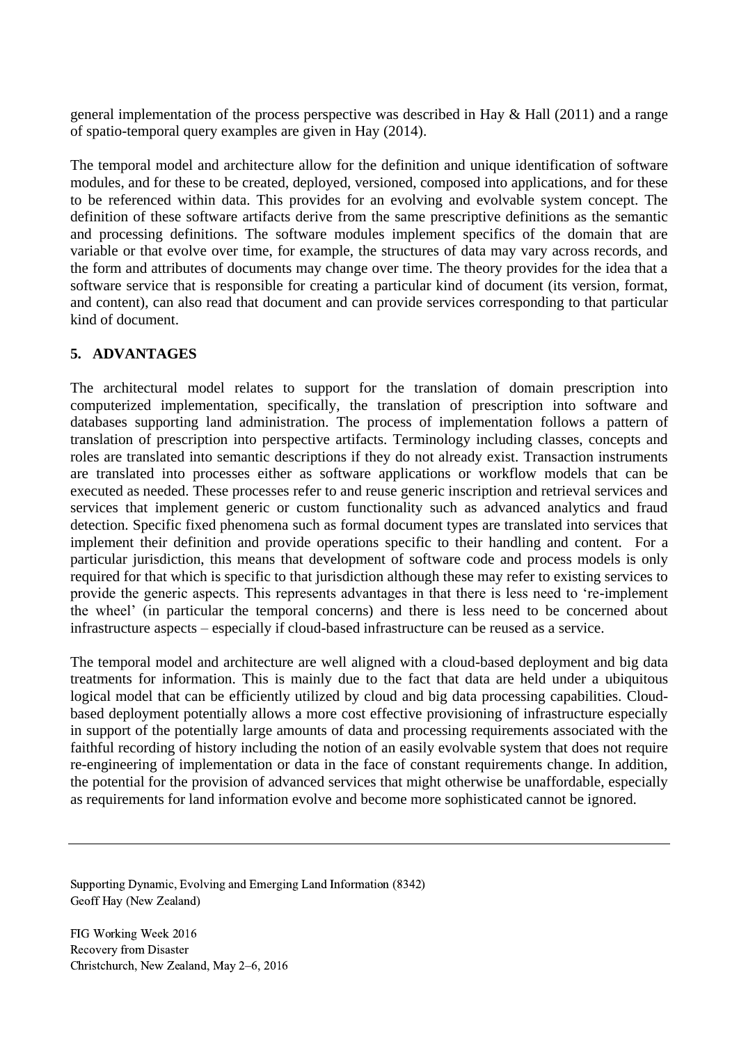general implementation of the process perspective was described in Hay & Hall (2011) and a range of spatio-temporal query examples are given in Hay (2014).

The temporal model and architecture allow for the definition and unique identification of software modules, and for these to be created, deployed, versioned, composed into applications, and for these to be referenced within data. This provides for an evolving and evolvable system concept. The definition of these software artifacts derive from the same prescriptive definitions as the semantic and processing definitions. The software modules implement specifics of the domain that are variable or that evolve over time, for example, the structures of data may vary across records, and the form and attributes of documents may change over time. The theory provides for the idea that a software service that is responsible for creating a particular kind of document (its version, format, and content), can also read that document and can provide services corresponding to that particular kind of document.

## 5. ADVANTAGES

The architectural model relates to support for the translation of domain prescription into computerized implementation, specifically, the translation of prescription into software and databases supporting land administration. The process of implementation follows a pattern of translation of prescription into perspective artifacts. Terminology including classes, concepts and roles are translated into semantic descriptions if they do not already exist. Transaction instruments are translated into processes either as software applications or workflow models that can be executed as needed. These processes refer to and reuse generic inscription and retrieval services and services that implement generic or custom functionality such as advanced analytics and fraud detection. Specific fixed phenomena such as formal document types are translated into services that implement their definition and provide operations specific to their handling and content. For a particular jurisdiction, this means that development of software code and process models is only required for that which is specific to that jurisdiction although these may refer to existing services to provide the generic aspects. This represents advantages in that there is less need to 're-implement the wheel' (in particular the temporal concerns) and there is less need to be concerned about infrastructure aspects – especially if cloud-based infrastructure can be reused as a service.

The temporal model and architecture are well aligned with a cloud-based deployment and big data treatments for information. This is mainly due to the fact that data are held under a ubiquitous logical model that can be efficiently utilized by cloud and big data processing capabilities. Cloud-based deployment potentially allows a more cost effective provisioning of infrastructure especially in support of the potentially large amounts of data and processing requirements associated with the faithful recording of history including the notion of an easily evolvable system that does not require re-engineering of implementation or data in the face of constant requirements change. In addition, the potential for the provision of advanced services that might otherwise be unaffordable, especially as requirements for land information evolve and become more sophisticated cannot be ignored.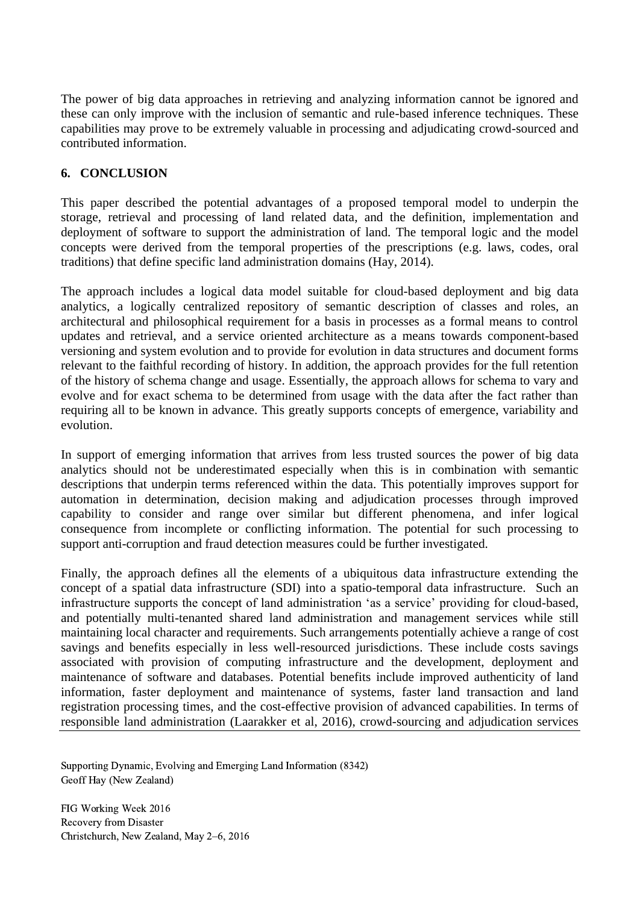The power of big data approaches in retrieving and analyzing information cannot be ignored and these can only improve with the inclusion of semantic and rule-based inference techniques. These capabilities may prove to be extremely valuable in processing and adjudicating crowd-sourced and contributed information.

## 6. CONCLUSION

This paper described the potential advantages of a proposed temporal model to underpin the storage, retrieval and processing of land related data, and the definition, implementation and deployment of software to support the administration of land. The temporal logic and the model concepts were derived from the temporal properties of the prescriptions (e.g. laws, codes, oral traditions) that define specific land administration domains (Hay, 2014).

The approach includes a logical data model suitable for cloud-based deployment and big data analytics, a logically centralized repository of semantic description of classes and roles, an architectural and philosophical requirement for a basis in processes as a formal means to control updates and retrieval, and a service oriented architecture as a means towards component-based versioning and system evolution and to provide for evolution in data structures and document forms relevant to the faithful recording of history. In addition, the approach provides for the full retention of the history of schema change and usage. Essentially, the approach allows for schema to vary and evolve and for exact schema to be determined from usage with the data after the fact rather than requiring all to be known in advance. This greatly supports concepts of emergence, variability and evolution.

In support of emerging information that arrives from less trusted sources the power of big data analytics should not be underestimated especially when this is in combination with semantic descriptions that underpin terms referenced within the data. This potentially improves support for automation in determination, decision making and adjudication processes through improved capability to consider and range over similar but different phenomena, and infer logical consequence from incomplete or conflicting information. The potential for such processing to support anti-corruption and fraud detection measures could be further investigated.

Finally, the approach defines all the elements of a ubiquitous data infrastructure extending the concept of a spatial data infrastructure (SDI) into a spatio-temporal data infrastructure. Such an infrastructure supports the concept of land administration 'as a service' providing for cloud-based, and potentially multi-tenanted shared land administration and management services while still maintaining local character and requirements. Such arrangements potentially achieve a range of cost savings and benefits especially in less well-resourced jurisdictions. These include costs savings associated with provision of computing infrastructure and the development, deployment and maintenance of software and databases. Potential benefits include improved authenticity of land information, faster deployment and maintenance of systems, faster land transaction and land registration processing times, and the cost-effective provision of advanced capabilities. In terms of responsible land administration (Laarakker et al, 2016), crowd-sourcing and adjudication services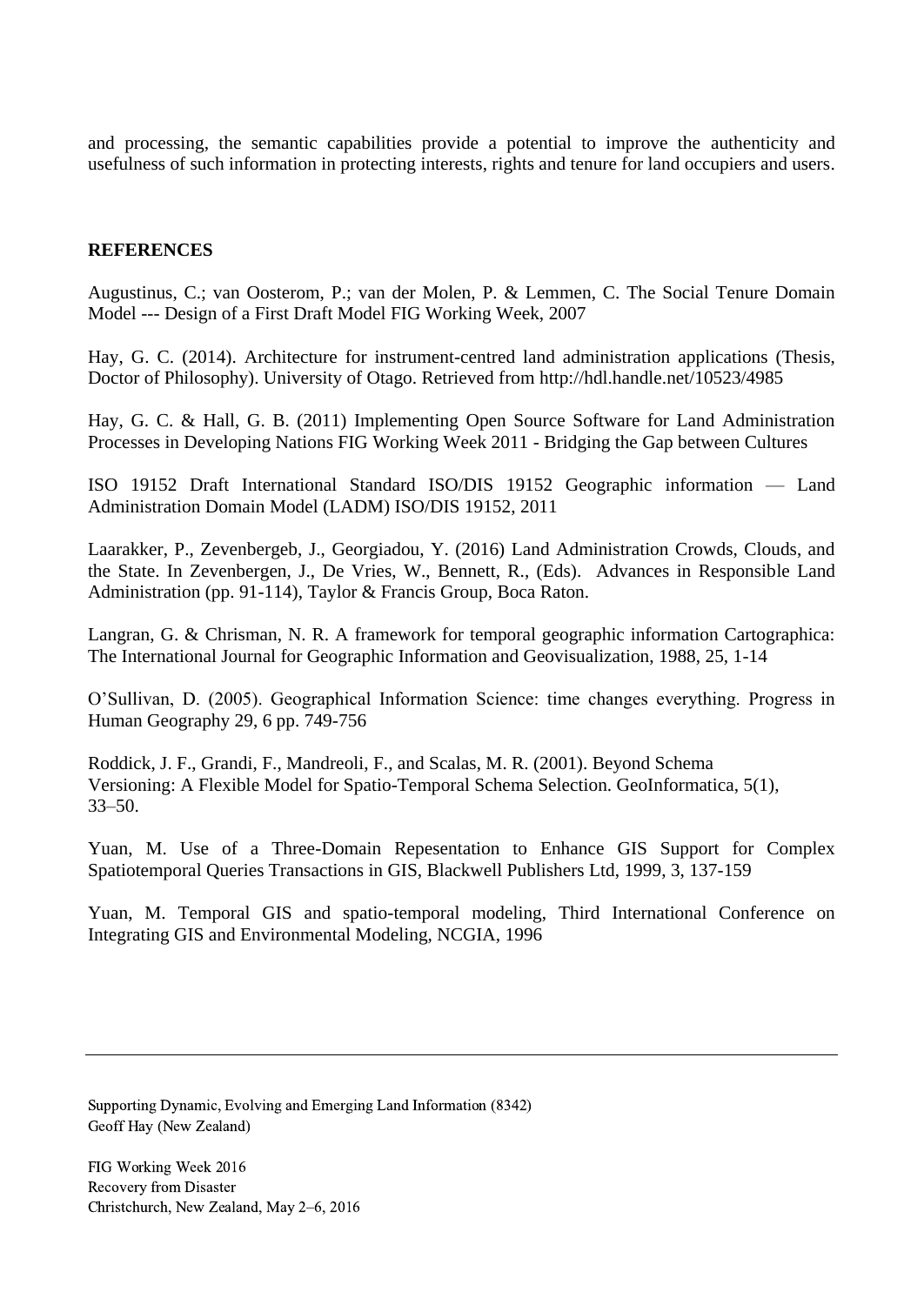and processing, the semantic capabilities provide a potential to improve the authenticity and usefulness of such information in protecting interests, rights and tenure for land occupiers and users.

## REFERENCES

Augustinus, C.; van Oosterom, P.; van der Molen, P. & Lemmen, C. The Social Tenure Domain Model --- Design of a First Draft Model FIG Working Week, 2007

Hay, G. C. (2014). Architecture for instrument-centred land administration applications (Thesis, Doctor of Philosophy). University of Otago. Retrieved from http://hdl.handle.net/10523/4985

Hay, G. C. & Hall, G. B. (2011) Implementing Open Source Software for Land Administration Processes in Developing Nations FIG Working Week 2011 - Bridging the Gap between Cultures

ISO 19152 Draft International Standard ISO/DIS 19152 Geographic information — Land Administration Domain Model (LADM) ISO/DIS 19152, 2011

Laarakker, P., Zevenbergeb, J., Georgiadou, Y. (2016) Land Administration Crowds, Clouds, and the State. In Zevenbergen, J., De Vries, W., Bennett, R., (Eds). Advances in Responsible Land Administration (pp. 91-114), Taylor & Francis Group, Boca Raton.

Langran, G. & Chrisman, N. R. A framework for temporal geographic information Cartographica: The International Journal for Geographic Information and Geovisualization, 1988, 25, 1-14

O'Sullivan, D. (2005). Geographical Information Science: time changes everything. Progress in Human Geography 29, 6 pp. 749-756

Roddick, J. F., Grandi, F., Mandreoli, F., and Scalas, M. R. (2001). Beyond Schema Versioning: A Flexible Model for Spatio-Temporal Schema Selection. GeoInformatica, 5(1), 33–50.

Yuan, M. Use of a Three-Domain Repesentation to Enhance GIS Support for Complex Spatiotemporal Queries Transactions in GIS, Blackwell Publishers Ltd, 1999, 3, 137-159

Yuan, M. Temporal GIS and spatio-temporal modeling, Third International Conference on Integrating GIS and Environmental Modeling, NCGIA, 1996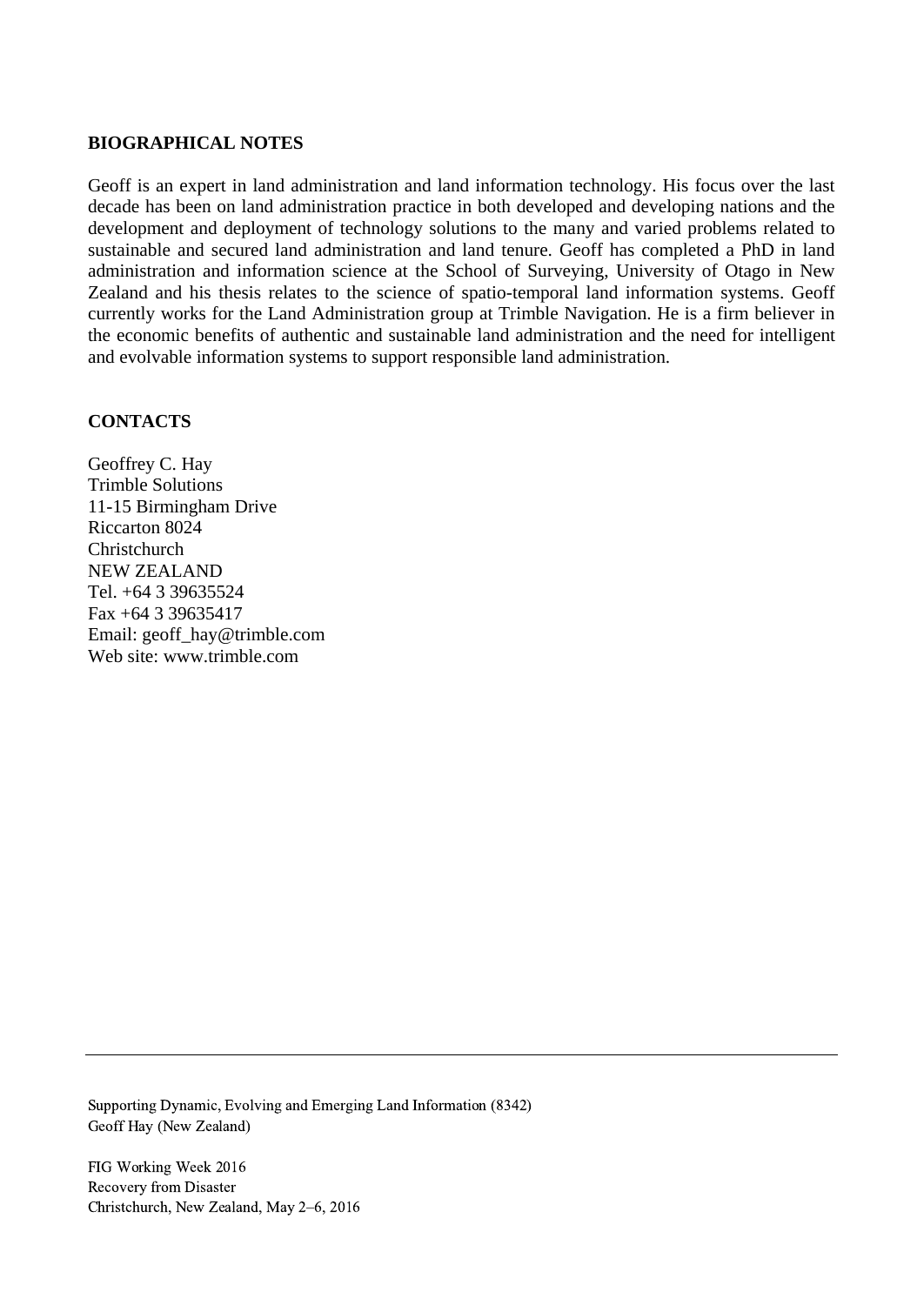## BIOGRAPHICAL NOTES

Geoff is an expert in land administration and land information technology. His focus over the last decade has been on land administration practice in both developed and developing nations and the development and deployment of technology solutions to the many and varied problems related to sustainable and secured land administration and land tenure. Geoff has completed a PhD in land administration and information science at the School of Surveying, University of Otago in New Zealand and his thesis relates to the science of spatio-temporal land information systems. Geoff currently works for the Land Administration group at Trimble Navigation. He is a firm believer in the economic benefits of authentic and sustainable land administration and the need for intelligent and evolvable information systems to support responsible land administration.

## CONTACTS

Geoffrey C. Hay
Trimble Solutions
11-15 Birmingham Drive
Riccarton 8024
Christchurch
NEW ZEALAND
Tel. +64 3 39635524
Fax +64 3 39635417
Email: geoff_hay@trimble.com
Web site: www.trimble.com